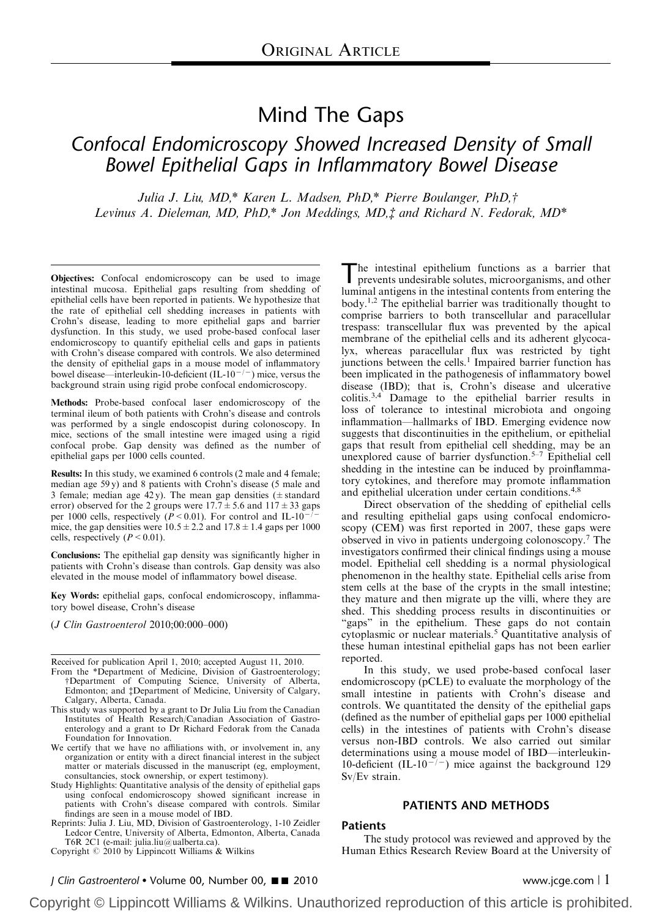ORIGINAL ARTICLE

# Mind The Gaps

## Confocal Endomicroscopy Showed Increased Density of Small Bowel Epithelial Gaps in Inflammatory Bowel Disease

*Julia J. Liu, MD,\* Karen L. Madsen, PhD,\* Pierre Boulanger, PhD,† Levinus A. Dieleman, MD, PhD,\* Jon Meddings, MD,‡ and Richard N. Fedorak, MD\**

**Objectives:** Confocal endomicroscopy can be used to image intestinal mucosa. Epithelial gaps resulting from shedding of epithelial cells have been reported in patients. We hypothesize that the rate of epithelial cell shedding increases in patients with Crohn's disease, leading to more epithelial gaps and barrier dysfunction. In this study, we used probe-based confocal laser endomicroscopy to quantify epithelial cells and gaps in patients with Crohn's disease compared with controls. We also determined the density of epithelial gaps in a mouse model of inflammatory bowel disease—interleukin-10-deficient (IL-$10^{-/-}$) mice, versus the background strain using rigid probe confocal endomicroscopy.

**Methods:** Probe-based confocal laser endomicroscopy of the terminal ileum of both patients with Crohn's disease and controls was performed by a single endoscopist during colonoscopy. In mice, sections of the small intestine were imaged using a rigid confocal probe. Gap density was defined as the number of epithelial gaps per 1000 cells counted.

**Results:** In this study, we examined 6 controls (2 male and 4 female; median age 59 y) and 8 patients with Crohn's disease (5 male and 3 female; median age 42 y). The mean gap densities ($\pm$ standard error) observed for the 2 groups were $17.7 \pm 5.6$ and $117 \pm 33$ gaps per 1000 cells, respectively ($P < 0.01$). For control and IL-$10^{-/-}$ mice, the gap densities were $10.5 \pm 2.2$ and $17.8 \pm 1.4$ gaps per 1000 cells, respectively ($P < 0.01$).

**Conclusions:** The epithelial gap density was significantly higher in patients with Crohn's disease than controls. Gap density was also elevated in the mouse model of inflammatory bowel disease.

**Key Words:** epithelial gaps, confocal endomicroscopy, inflammatory bowel disease, Crohn's disease

(*J Clin Gastroenterol* 2010;00:000–000)

Received for publication April 1, 2010; accepted August 11, 2010.

From the \*Department of Medicine, Division of Gastroenterology; †Department of Computing Science, University of Alberta, Edmonton; and ‡Department of Medicine, University of Calgary, Calgary, Alberta, Canada.

This study was supported by a grant to Dr Julia Liu from the Canadian Institutes of Health Research/Canadian Association of Gastroenterology and a grant to Dr Richard Fedorak from the Canada Foundation for Innovation.

We certify that we have no affiliations with, or involvement in, any organization or entity with a direct financial interest in the subject matter or materials discussed in the manuscript (eg, employment, consultancies, stock ownership, or expert testimony).

Study Highlights: Quantitative analysis of the density of epithelial gaps using confocal endomicroscopy showed significant increase in patients with Crohn's disease compared with controls. Similar findings are seen in a mouse model of IBD.

Reprints: Julia J. Liu, MD, Division of Gastroenterology, 1-10 Zeidler Ledcor Centre, University of Alberta, Edmonton, Alberta, Canada T6R 2C1 (e-mail: julia.liu@ualberta.ca).

Copyright © 2010 by Lippincott Williams & Wilkins

The intestinal epithelium functions as a barrier that prevents undesirable solutes, microorganisms, and other luminal antigens in the intestinal contents from entering the body.[1,2] The epithelial barrier was traditionally thought to comprise barriers to both transcellular and paracellular trespass: transcellular flux was prevented by the apical membrane of the epithelial cells and its adherent glycocalyx, whereas paracellular flux was restricted by tight junctions between the cells.[1] Impaired barrier function has been implicated in the pathogenesis of inflammatory bowel disease (IBD); that is, Crohn's disease and ulcerative colitis.[3,4] Damage to the epithelial barrier results in loss of tolerance to intestinal microbiota and ongoing inflammation—hallmarks of IBD. Emerging evidence now suggests that discontinuities in the epithelium, or epithelial gaps that result from epithelial cell shedding, may be an unexplored cause of barrier dysfunction.[5–7] Epithelial cell shedding in the intestine can be induced by proinflammatory cytokines, and therefore may promote inflammation and epithelial ulceration under certain conditions.[4,8]

Direct observation of the shedding of epithelial cells and resulting epithelial gaps using confocal endomicroscopy (CEM) was first reported in 2007, these gaps were observed in vivo in patients undergoing colonoscopy.[7] The investigators confirmed their clinical findings using a mouse model. Epithelial cell shedding is a normal physiological phenomenon in the healthy state. Epithelial cells arise from stem cells at the base of the crypts in the small intestine; they mature and then migrate up the villi, where they are shed. This shedding process results in discontinuities or "gaps" in the epithelium. These gaps do not contain cytoplasmic or nuclear materials.[5] Quantitative analysis of these human intestinal epithelial gaps has not been earlier reported.

In this study, we used probe-based confocal laser endomicroscopy (pCLE) to evaluate the morphology of the small intestine in patients with Crohn's disease and controls. We quantitated the density of the epithelial gaps (defined as the number of epithelial gaps per 1000 epithelial cells) in the intestines of patients with Crohn's disease versus non-IBD controls. We also carried out similar determinations using a mouse model of IBD—interleukin-10-deficient (IL-$10^{-/-}$) mice against the background 129 Sv/Ev strain.

## PATIENTS AND METHODS

### Patients

The study protocol was reviewed and approved by the Human Ethics Research Review Board at the University of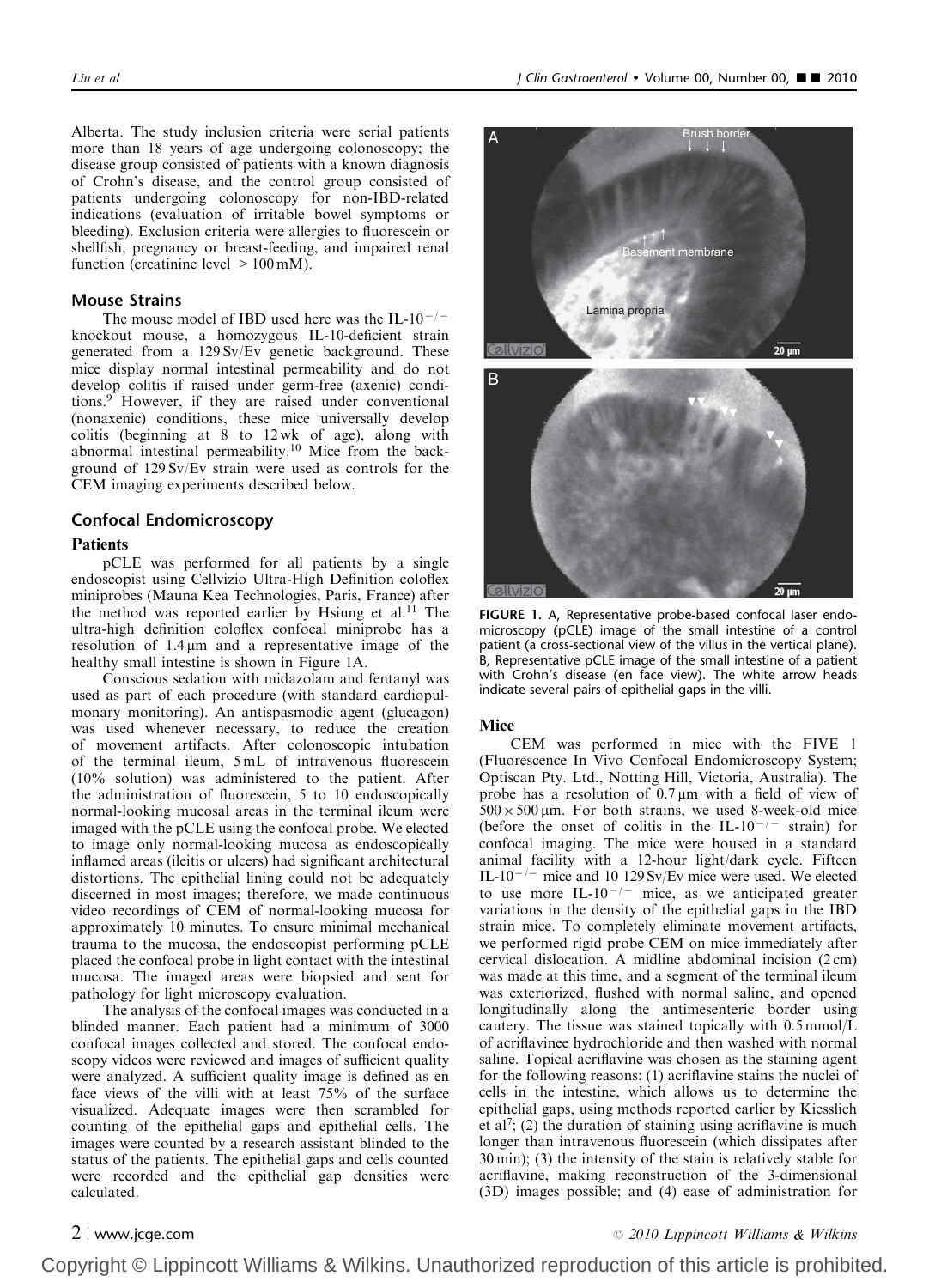Alberta. The study inclusion criteria were serial patients more than 18 years of age undergoing colonoscopy; the disease group consisted of patients with a known diagnosis of Crohn's disease, and the control group consisted of patients undergoing colonoscopy for non-IBD-related indications (evaluation of irritable bowel symptoms or bleeding). Exclusion criteria were allergies to fluorescein or shellfish, pregnancy or breast-feeding, and impaired renal function (creatinine level > 100 mM).

### Mouse Strains

The mouse model of IBD used here was the IL-10$^{-/-}$ knockout mouse, a homozygous IL-10-deficient strain generated from a 129 Sv/Ev genetic background. These mice display normal intestinal permeability and do not develop colitis if raised under germ-free (axenic) conditions.[9] However, if they are raised under conventional (nonaxenic) conditions, these mice universally develop colitis (beginning at 8 to 12 wk of age), along with abnormal intestinal permeability.[10] Mice from the background of 129 Sv/Ev strain were used as controls for the CEM imaging experiments described below.

### Confocal Endomicroscopy

#### Patients

pCLE was performed for all patients by a single endoscopist using Cellvizio Ultra-High Definition coloflex miniprobes (Mauna Kea Technologies, Paris, France) after the method was reported earlier by Hsiung et al.[11] The ultra-high definition coloflex confocal miniprobe has a resolution of 1.4 μm and a representative image of the healthy small intestine is shown in Figure 1A.

Conscious sedation with midazolam and fentanyl was used as part of each procedure (with standard cardiopulmonary monitoring). An antispasmodic agent (glucagon) was used whenever necessary, to reduce the creation of movement artifacts. After colonoscopic intubation of the terminal ileum, 5 mL of intravenous fluorescein (10% solution) was administered to the patient. After the administration of fluorescein, 5 to 10 endoscopically normal-looking mucosal areas in the terminal ileum were imaged with the pCLE using the confocal probe. We elected to image only normal-looking mucosa as endoscopically inflamed areas (ileitis or ulcers) had significant architectural distortions. The epithelial lining could not be adequately discerned in most images; therefore, we made continuous video recordings of CEM of normal-looking mucosa for approximately 10 minutes. To ensure minimal mechanical trauma to the mucosa, the endoscopist performing pCLE placed the confocal probe in light contact with the intestinal mucosa. The imaged areas were biopsied and sent for pathology for light microscopy evaluation.

The analysis of the confocal images was conducted in a blinded manner. Each patient had a minimum of 3000 confocal images collected and stored. The confocal endoscopy videos were reviewed and images of sufficient quality were analyzed. A sufficient quality image is defined as en face views of the villi with at least 75% of the surface visualized. Adequate images were then scrambled for counting of the epithelial gaps and epithelial cells. The images were counted by a research assistant blinded to the status of the patients. The epithelial gaps and cells counted were recorded and the epithelial gap densities were calculated.

FIGURE 1. A, Representative probe-based confocal laser endomicroscopy (pCLE) image of the small intestine of a control patient (a cross-sectional view of the villus in the vertical plane). B, Representative pCLE image of the small intestine of a patient with Crohn's disease (en face view). The white arrow heads indicate several pairs of epithelial gaps in the villi.

#### Mice

CEM was performed in mice with the FIVE 1 (Fluorescence In Vivo Confocal Endomicroscopy System; Optiscan Pty. Ltd., Notting Hill, Victoria, Australia). The probe has a resolution of 0.7 μm with a field of view of 500 × 500 μm. For both strains, we used 8-week-old mice (before the onset of colitis in the IL-10$^{-/-}$ strain) for confocal imaging. The mice were housed in a standard animal facility with a 12-hour light/dark cycle. Fifteen IL-10$^{-/-}$ mice and 10 129 Sv/Ev mice were used. We elected to use more IL-10$^{-/-}$ mice, as we anticipated greater variations in the density of the epithelial gaps in the IBD strain mice. To completely eliminate movement artifacts, we performed rigid probe CEM on mice immediately after cervical dislocation. A midline abdominal incision (2 cm) was made at this time, and a segment of the terminal ileum was exteriorized, flushed with normal saline, and opened longitudinally along the antimesenteric border using cautery. The tissue was stained topically with 0.5 mmol/L of acriflavinee hydrochloride and then washed with normal saline. Topical acriflavine was chosen as the staining agent for the following reasons: (1) acriflavine stains the nuclei of cells in the intestine, which allows us to determine the epithelial gaps, using methods reported earlier by Kiesslich et al[7]; (2) the duration of staining using acriflavine is much longer than intravenous fluorescein (which dissipates after 30 min); (3) the intensity of the stain is relatively stable for acriflavine, making reconstruction of the 3-dimensional (3D) images possible; and (4) ease of administration for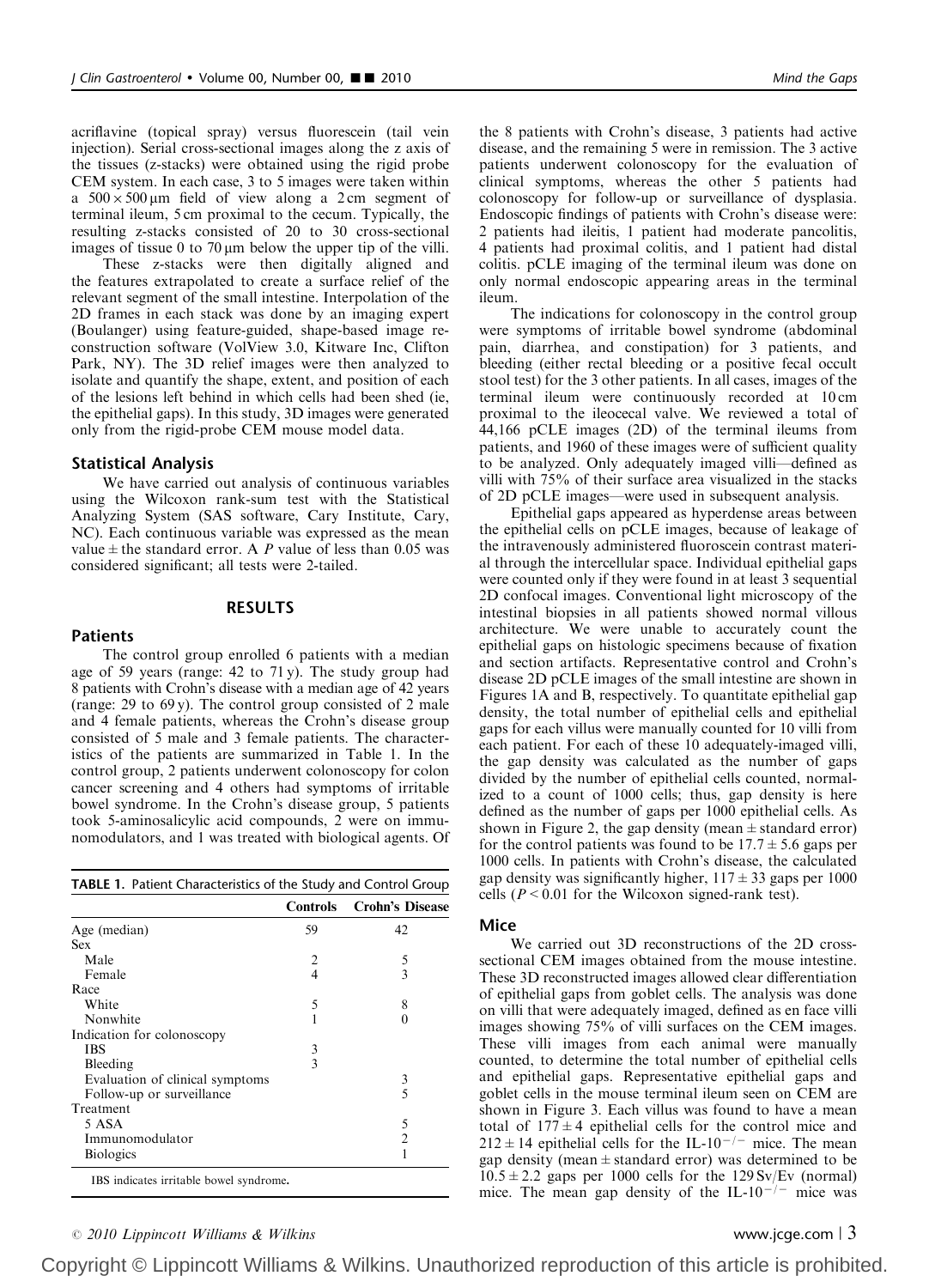acriflavine (topical spray) versus fluorescein (tail vein injection). Serial cross-sectional images along the z axis of the tissues (z-stacks) were obtained using the rigid probe CEM system. In each case, 3 to 5 images were taken within a $500 \times 500\,\mu m$ field of view along a 2 cm segment of terminal ileum, 5 cm proximal to the cecum. Typically, the resulting z-stacks consisted of 20 to 30 cross-sectional images of tissue 0 to 70 μm below the upper tip of the villi.

These z-stacks were then digitally aligned and the features extrapolated to create a surface relief of the relevant segment of the small intestine. Interpolation of the 2D frames in each stack was done by an imaging expert (Boulanger) using feature-guided, shape-based image reconstruction software (VolView 3.0, Kitware Inc, Clifton Park, NY). The 3D relief images were then analyzed to isolate and quantify the shape, extent, and position of each of the lesions left behind in which cells had been shed (ie, the epithelial gaps). In this study, 3D images were generated only from the rigid-probe CEM mouse model data.

### Statistical Analysis

We have carried out analysis of continuous variables using the Wilcoxon rank-sum test with the Statistical Analyzing System (SAS software, Cary Institute, Cary, NC). Each continuous variable was expressed as the mean value ± the standard error. A $P$ value of less than 0.05 was considered significant; all tests were 2-tailed.

## RESULTS

### Patients

The control group enrolled 6 patients with a median age of 59 years (range: 42 to 71 y). The study group had 8 patients with Crohn's disease with a median age of 42 years (range: 29 to 69 y). The control group consisted of 2 male and 4 female patients, whereas the Crohn's disease group consisted of 5 male and 3 female patients. The characteristics of the patients are summarized in Table 1. In the control group, 2 patients underwent colonoscopy for colon cancer screening and 4 others had symptoms of irritable bowel syndrome. In the Crohn's disease group, 5 patients took 5-aminosalicylic acid compounds, 2 were on immunomodulators, and 1 was treated with biological agents. Of the 8 patients with Crohn's disease, 3 patients had active disease, and the remaining 5 were in remission. The 3 active patients underwent colonoscopy for the evaluation of clinical symptoms, whereas the other 5 patients had colonoscopy for follow-up or surveillance of dysplasia. Endoscopic findings of patients with Crohn's disease were: 2 patients had ileitis, 1 patient had moderate pancolitis, 4 patients had proximal colitis, and 1 patient had distal colitis. pCLE imaging of the terminal ileum was done on only normal endoscopic appearing areas in the terminal ileum.

**TABLE 1.** Patient Characteristics of the Study and Control Group

| | Controls | Crohn's Disease |
|---|---|---|
| Age (median) | 59 | 42 |
| Sex | | |
| Male | 2 | 5 |
| Female | 4 | 3 |
| Race | | |
| White | 5 | 8 |
| Nonwhite | 1 | 0 |
| Indication for colonoscopy | | |
| IBS | 3 | |
| Bleeding | 3 | |
| Evaluation of clinical symptoms | | 3 |
| Follow-up or surveillance | | 5 |
| Treatment | | |
| 5 ASA | | 5 |
| Immunomodulator | | 2 |
| Biologics | | 1 |

IBS indicates irritable bowel syndrome.

The indications for colonoscopy in the control group were symptoms of irritable bowel syndrome (abdominal pain, diarrhea, and constipation) for 3 patients, and bleeding (either rectal bleeding or a positive fecal occult stool test) for the 3 other patients. In all cases, images of the terminal ileum were continuously recorded at 10 cm proximal to the ileocecal valve. We reviewed a total of 44,166 pCLE images (2D) of the terminal ileums from patients, and 1960 of these images were of sufficient quality to be analyzed. Only adequately imaged villi—defined as villi with 75% of their surface area visualized in the stacks of 2D pCLE images—were used in subsequent analysis.

Epithelial gaps appeared as hyperdense areas between the epithelial cells on pCLE images, because of leakage of the intravenously administered fluoroscein contrast material through the intercellular space. Individual epithelial gaps were counted only if they were found in at least 3 sequential 2D confocal images. Conventional light microscopy of the intestinal biopsies in all patients showed normal villous architecture. We were unable to accurately count the epithelial gaps on histologic specimens because of fixation and section artifacts. Representative control and Crohn's disease 2D pCLE images of the small intestine are shown in Figures 1A and B, respectively. To quantitate epithelial gap density, the total number of epithelial cells and epithelial gaps for each villus were manually counted for 10 villi from each patient. For each of these 10 adequately-imaged villi, the gap density was calculated as the number of gaps divided by the number of epithelial cells counted, normalized to a count of 1000 cells; thus, gap density is here defined as the number of gaps per 1000 epithelial cells. As shown in Figure 2, the gap density (mean ± standard error) for the control patients was found to be 17.7 ± 5.6 gaps per 1000 cells. In patients with Crohn's disease, the calculated gap density was significantly higher, 117 ± 33 gaps per 1000 cells ($P < 0.01$ for the Wilcoxon signed-rank test).

### Mice

We carried out 3D reconstructions of the 2D cross-sectional CEM images obtained from the mouse intestine. These 3D reconstructed images allowed clear differentiation of epithelial gaps from goblet cells. The analysis was done on villi that were adequately imaged, defined as en face villi images showing 75% of villi surfaces on the CEM images. These villi images from each animal were manually counted, to determine the total number of epithelial cells and epithelial gaps. Representative epithelial gaps and goblet cells in the mouse terminal ileum seen on CEM are shown in Figure 3. Each villus was found to have a mean total of 177 ± 4 epithelial cells for the control mice and 212 ± 14 epithelial cells for the IL-$10^{-/-}$ mice. The mean gap density (mean ± standard error) was determined to be 10.5 ± 2.2 gaps per 1000 cells for the 129 Sv/Ev (normal) mice. The mean gap density of the IL-$10^{-/-}$ mice was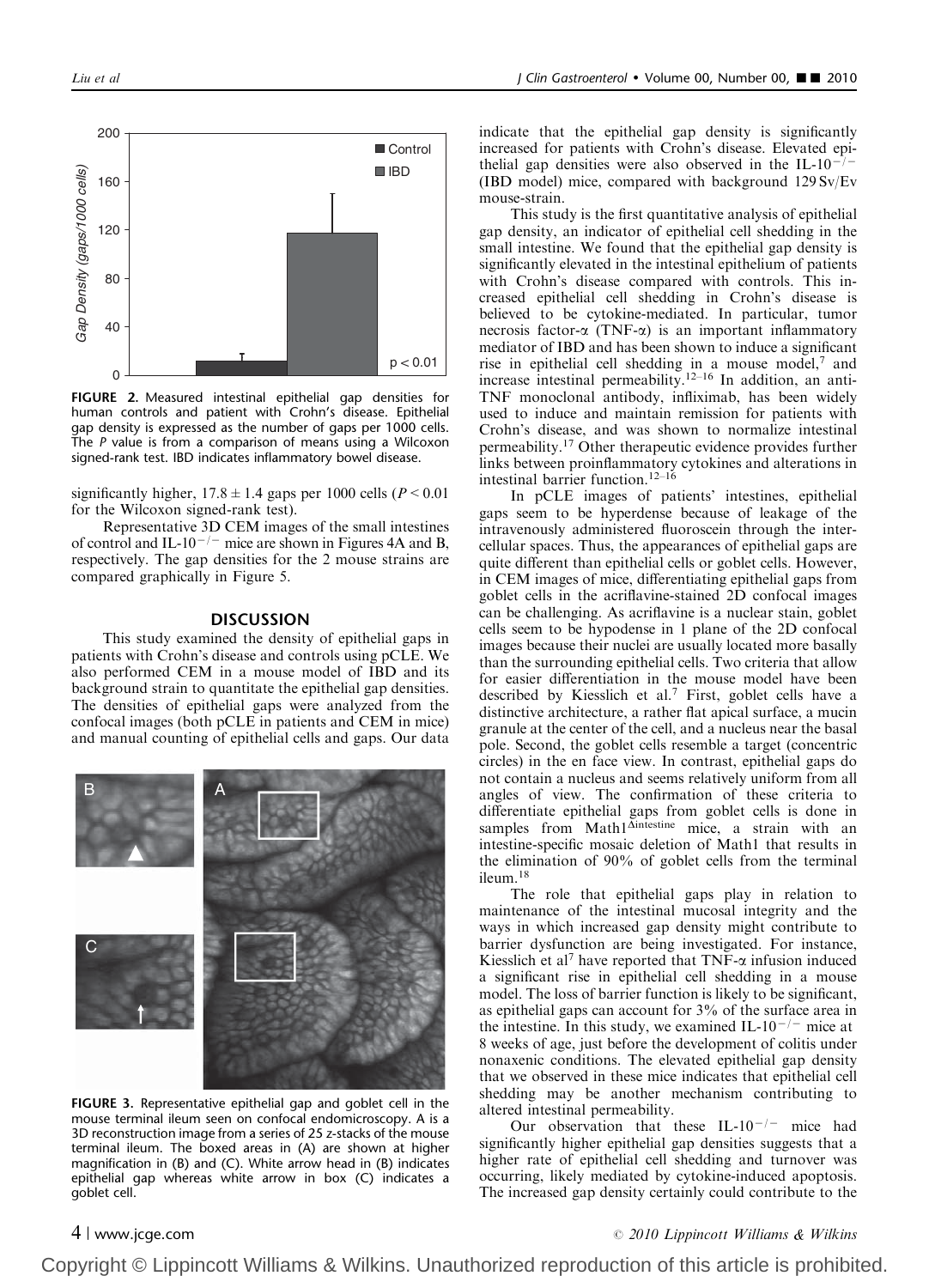200

160

120

80

40

0

Gap Density (gaps/1000 cells)

Control

IBD

p < 0.01

**FIGURE 2.** Measured intestinal epithelial gap densities for human controls and patient with Crohn's disease. Epithelial gap density is expressed as the number of gaps per 1000 cells. The *P* value is from a comparison of means using a Wilcoxon signed-rank test. IBD indicates inflammatory bowel disease.

significantly higher, $17.8 \pm 1.4$ gaps per 1000 cells ($P < 0.01$ for the Wilcoxon signed-rank test).

Representative 3D CEM images of the small intestines of control and IL-$10^{-/-}$ mice are shown in Figures 4A and B, respectively. The gap densities for the 2 mouse strains are compared graphically in Figure 5.

## DISCUSSION

This study examined the density of epithelial gaps in patients with Crohn's disease and controls using pCLE. We also performed CEM in a mouse model of IBD and its background strain to quantitate the epithelial gap densities. The densities of epithelial gaps were analyzed from the confocal images (both pCLE in patients and CEM in mice) and manual counting of epithelial cells and gaps. Our data indicate that the epithelial gap density is significantly increased for patients with Crohn's disease. Elevated epithelial gap densities were also observed in the IL-$10^{-/-}$ (IBD model) mice, compared with background 129 Sv/Ev mouse-strain.

This study is the first quantitative analysis of epithelial gap density, an indicator of epithelial cell shedding in the small intestine. We found that the epithelial gap density is significantly elevated in the intestinal epithelium of patients with Crohn's disease compared with controls. This increased epithelial cell shedding in Crohn's disease is believed to be cytokine-mediated. In particular, tumor necrosis factor-$\alpha$ (TNF-$\alpha$) is an important inflammatory mediator of IBD and has been shown to induce a significant rise in epithelial cell shedding in a mouse model,[7] and increase intestinal permeability.[12–16] In addition, an anti-TNF monoclonal antibody, infliximab, has been widely used to induce and maintain remission for patients with Crohn's disease, and was shown to normalize intestinal permeability.[17] Other therapeutic evidence provides further links between proinflammatory cytokines and alterations in intestinal barrier function.[12–16]

In pCLE images of patients' intestines, epithelial gaps seem to be hyperdense because of leakage of the intravenously administered fluoroscein through the intercellular spaces. Thus, the appearances of epithelial gaps are quite different than epithelial cells or goblet cells. However, in CEM images of mice, differentiating epithelial gaps from goblet cells in the acriflavine-stained 2D confocal images can be challenging. As acriflavine is a nuclear stain, goblet cells seem to be hypodense in 1 plane of the 2D confocal images because their nuclei are usually located more basally than the surrounding epithelial cells. Two criteria that allow for easier differentiation in the mouse model have been described by Kiesslich et al.[7] First, goblet cells have a distinctive architecture, a rather flat apical surface, a mucin granule at the center of the cell, and a nucleus near the basal pole. Second, the goblet cells resemble a target (concentric circles) in the en face view. In contrast, epithelial gaps do not contain a nucleus and seems relatively uniform from all angles of view. The confirmation of these criteria to differentiate epithelial gaps from goblet cells is done in samples from Math1$^{\Delta intestine}$ mice, a strain with an intestine-specific mosaic deletion of Math1 that results in the elimination of 90% of goblet cells from the terminal ileum.[18]

**FIGURE 3.** Representative epithelial gap and goblet cell in the mouse terminal ileum seen on confocal endomicroscopy. A is a 3D reconstruction image from a series of 25 z-stacks of the mouse terminal ileum. The boxed areas in (A) are shown at higher magnification in (B) and (C). White arrow head in (B) indicates epithelial gap whereas white arrow in box (C) indicates a goblet cell.

The role that epithelial gaps play in relation to maintenance of the intestinal mucosal integrity and the ways in which increased gap density might contribute to barrier dysfunction are being investigated. For instance, Kiesslich et al[7] have reported that TNF-$\alpha$ infusion induced a significant rise in epithelial cell shedding in a mouse model. The loss of barrier function is likely to be significant, as epithelial gaps can account for 3% of the surface area in the intestine. In this study, we examined IL-$10^{-/-}$ mice at 8 weeks of age, just before the development of colitis under nonaxenic conditions. The elevated epithelial gap density that we observed in these mice indicates that epithelial cell shedding may be another mechanism contributing to altered intestinal permeability.

Our observation that these IL-$10^{-/-}$ mice had significantly higher epithelial gap densities suggests that a higher rate of epithelial cell shedding and turnover was occurring, likely mediated by cytokine-induced apoptosis. The increased gap density certainly could contribute to the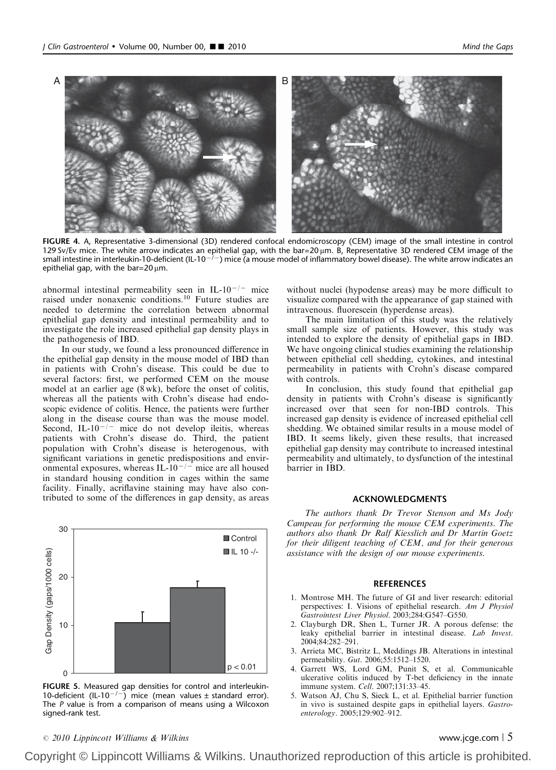FIGURE 4. A, Representative 3-dimensional (3D) rendered confocal endomicroscopy (CEM) image of the small intestine in control 129 Sv/Ev mice. The white arrow indicates an epithelial gap, with the bar=20 μm. B, Representative 3D rendered CEM image of the small intestine in interleukin-10-deficient (IL-10$^{-/-}$) mice (a mouse model of inflammatory bowel disease). The white arrow indicates an epithelial gap, with the bar=20 μm.

abnormal intestinal permeability seen in IL-10$^{-/-}$ mice raised under nonaxenic conditions.[10] Future studies are needed to determine the correlation between abnormal epithelial gap density and intestinal permeability and to investigate the role increased epithelial gap density plays in the pathogenesis of IBD.

In our study, we found a less pronounced difference in the epithelial gap density in the mouse model of IBD than in patients with Crohn's disease. This could be due to several factors: first, we performed CEM on the mouse model at an earlier age (8 wk), before the onset of colitis, whereas all the patients with Crohn's disease had endoscopic evidence of colitis. Hence, the patients were further along in the disease course than was the mouse model. Second, IL-10$^{-/-}$ mice do not develop ileitis, whereas patients with Crohn's disease do. Third, the patient population with Crohn's disease is heterogenous, with significant variations in genetic predispositions and environmental exposures, whereas IL-10$^{-/-}$ mice are all housed in standard housing condition in cages within the same facility. Finally, acriflavine staining may have also contributed to some of the differences in gap density, as areas without nuclei (hypodense areas) may be more difficult to visualize compared with the appearance of gap stained with intravenous. fluorescein (hyperdense areas).

The main limitation of this study was the relatively small sample size of patients. However, this study was intended to explore the density of epithelial gaps in IBD. We have ongoing clinical studies examining the relationship between epithelial cell shedding, cytokines, and intestinal permeability in patients with Crohn's disease compared with controls.

In conclusion, this study found that epithelial gap density in patients with Crohn's disease is significantly increased over that seen for non-IBD controls. This increased gap density is evidence of increased epithelial cell shedding. We obtained similar results in a mouse model of IBD. It seems likely, given these results, that increased epithelial gap density may contribute to increased intestinal permeability and ultimately, to dysfunction of the intestinal barrier in IBD.

Gap Density (gaps/1000 cells)
30
20
10
0
Control
IL 10 -/-
p < 0.01

FIGURE 5. Measured gap densities for control and interleukin-10-deficient (IL-10$^{-/-}$) mice (mean values ± standard error). The *P* value is from a comparison of means using a Wilcoxon signed-rank test.

## ACKNOWLEDGMENTS

*The authors thank Dr Trevor Stenson and Ms Jody Campeau for performing the mouse CEM experiments. The authors also thank Dr Ralf Kiesslich and Dr Martin Goetz for their diligent teaching of CEM, and for their generous assistance with the design of our mouse experiments.*

## REFERENCES

1. Montrose MH. The future of GI and liver research: editorial perspectives: I. Visions of epithelial research. *Am J Physiol Gastrointest Liver Physiol*. 2003;284:G547–G550.
2. Clayburgh DR, Shen L, Turner JR. A porous defense: the leaky epithelial barrier in intestinal disease. *Lab Invest*. 2004;84:282–291.
3. Arrieta MC, Bistritz L, Meddings JB. Alterations in intestinal permeability. *Gut*. 2006;55:1512–1520.
4. Garrett WS, Lord GM, Punit S, et al. Communicable ulcerative colitis induced by T-bet deficiency in the innate immune system. *Cell*. 2007;131:33–45.
5. Watson AJ, Chu S, Sieck L, et al. Epithelial barrier function in vivo is sustained despite gaps in epithelial layers. *Gastroenterology*. 2005;129:902–912.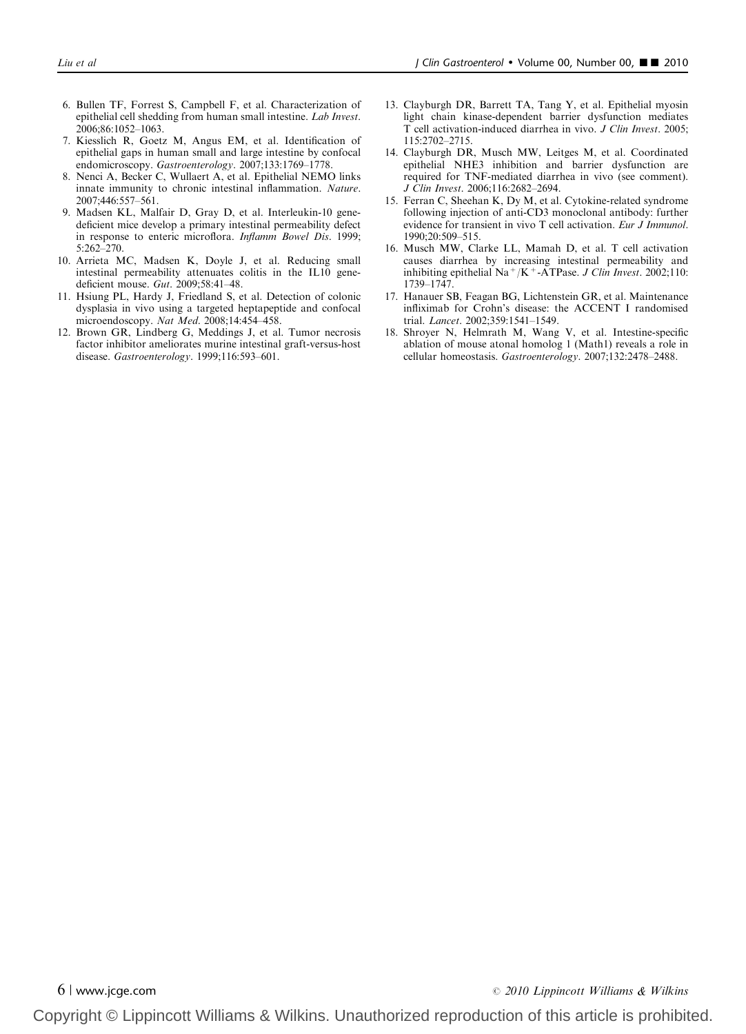6. Bullen TF, Forrest S, Campbell F, et al. Characterization of epithelial cell shedding from human small intestine. *Lab Invest*. 2006;86:1052–1063.
7. Kiesslich R, Goetz M, Angus EM, et al. Identification of epithelial gaps in human small and large intestine by confocal endomicroscopy. *Gastroenterology*. 2007;133:1769–1778.
8. Nenci A, Becker C, Wullaert A, et al. Epithelial NEMO links innate immunity to chronic intestinal inflammation. *Nature*. 2007;446:557–561.
9. Madsen KL, Malfair D, Gray D, et al. Interleukin-10 gene-deficient mice develop a primary intestinal permeability defect in response to enteric microflora. *Inflamm Bowel Dis*. 1999; 5:262–270.
10. Arrieta MC, Madsen K, Doyle J, et al. Reducing small intestinal permeability attenuates colitis in the IL10 gene-deficient mouse. *Gut*. 2009;58:41–48.
11. Hsiung PL, Hardy J, Friedland S, et al. Detection of colonic dysplasia in vivo using a targeted heptapeptide and confocal microendoscopy. *Nat Med*. 2008;14:454–458.
12. Brown GR, Lindberg G, Meddings J, et al. Tumor necrosis factor inhibitor ameliorates murine intestinal graft-versus-host disease. *Gastroenterology*. 1999;116:593–601.
13. Clayburgh DR, Barrett TA, Tang Y, et al. Epithelial myosin light chain kinase-dependent barrier dysfunction mediates T cell activation-induced diarrhea in vivo. *J Clin Invest*. 2005; 115:2702–2715.
14. Clayburgh DR, Musch MW, Leitges M, et al. Coordinated epithelial NHE3 inhibition and barrier dysfunction are required for TNF-mediated diarrhea in vivo (see comment). *J Clin Invest*. 2006;116:2682–2694.
15. Ferran C, Sheehan K, Dy M, et al. Cytokine-related syndrome following injection of anti-CD3 monoclonal antibody: further evidence for transient in vivo T cell activation. *Eur J Immunol*. 1990;20:509–515.
16. Musch MW, Clarke LL, Mamah D, et al. T cell activation causes diarrhea by increasing intestinal permeability and inhibiting epithelial $Na^{+}/K^{+}$-ATPase. *J Clin Invest*. 2002;110: 1739–1747.
17. Hanauer SB, Feagan BG, Lichtenstein GR, et al. Maintenance infliximab for Crohn's disease: the ACCENT I randomised trial. *Lancet*. 2002;359:1541–1549.
18. Shroyer N, Helmrath M, Wang V, et al. Intestine-specific ablation of mouse atonal homolog 1 (Math1) reveals a role in cellular homeostasis. *Gastroenterology*. 2007;132:2478–2488.

Copyright © Lippincott Williams & Wilkins. Unauthorized reproduction of this article is prohibited.